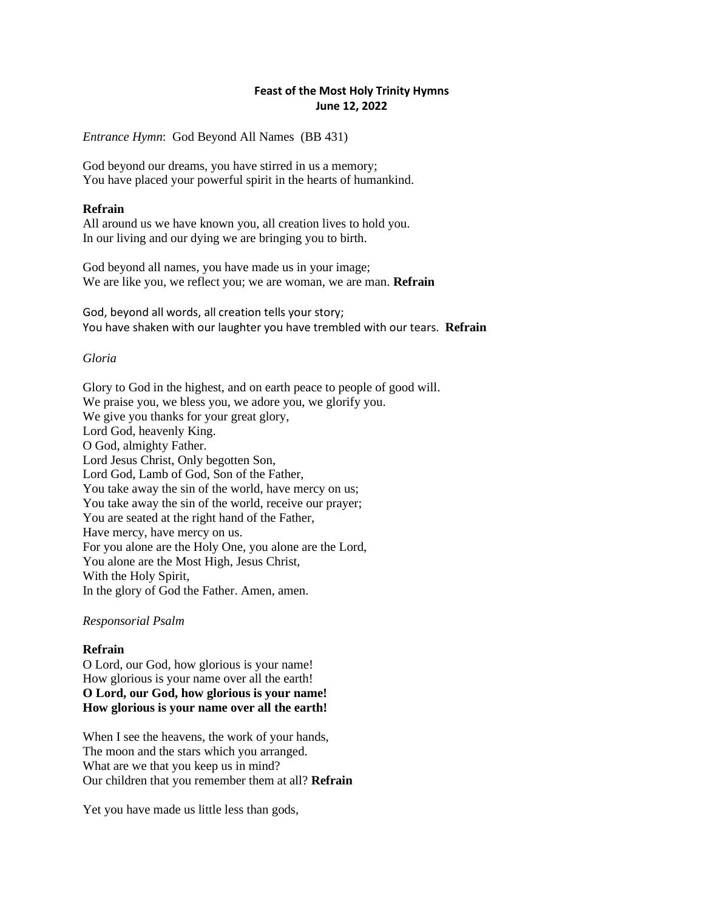# Feast of the Most Holy Trinity Hymns
## June 12, 2022

*Entrance Hymn*: God Beyond All Names (BB 431)

God beyond our dreams, you have stirred in us a memory;
You have placed your powerful spirit in the hearts of humankind.

**Refrain**
All around us we have known you, all creation lives to hold you.
In our living and our dying we are bringing you to birth.

God beyond all names, you have made us in your image;
We are like you, we reflect you; we are woman, we are man. **Refrain**

God, beyond all words, all creation tells your story;
You have shaken with our laughter you have trembled with our tears. **Refrain**

*Gloria*

Glory to God in the highest, and on earth peace to people of good will.
We praise you, we bless you, we adore you, we glorify you.
We give you thanks for your great glory,
Lord God, heavenly King.
O God, almighty Father.
Lord Jesus Christ, Only begotten Son,
Lord God, Lamb of God, Son of the Father,
You take away the sin of the world, have mercy on us;
You take away the sin of the world, receive our prayer;
You are seated at the right hand of the Father,
Have mercy, have mercy on us.
For you alone are the Holy One, you alone are the Lord,
You alone are the Most High, Jesus Christ,
With the Holy Spirit,
In the glory of God the Father. Amen, amen.

*Responsorial Psalm*

**Refrain**
O Lord, our God, how glorious is your name!
How glorious is your name over all the earth!
**O Lord, our God, how glorious is your name!**
**How glorious is your name over all the earth!**

When I see the heavens, the work of your hands,
The moon and the stars which you arranged.
What are we that you keep us in mind?
Our children that you remember them at all? **Refrain**

Yet you have made us little less than gods,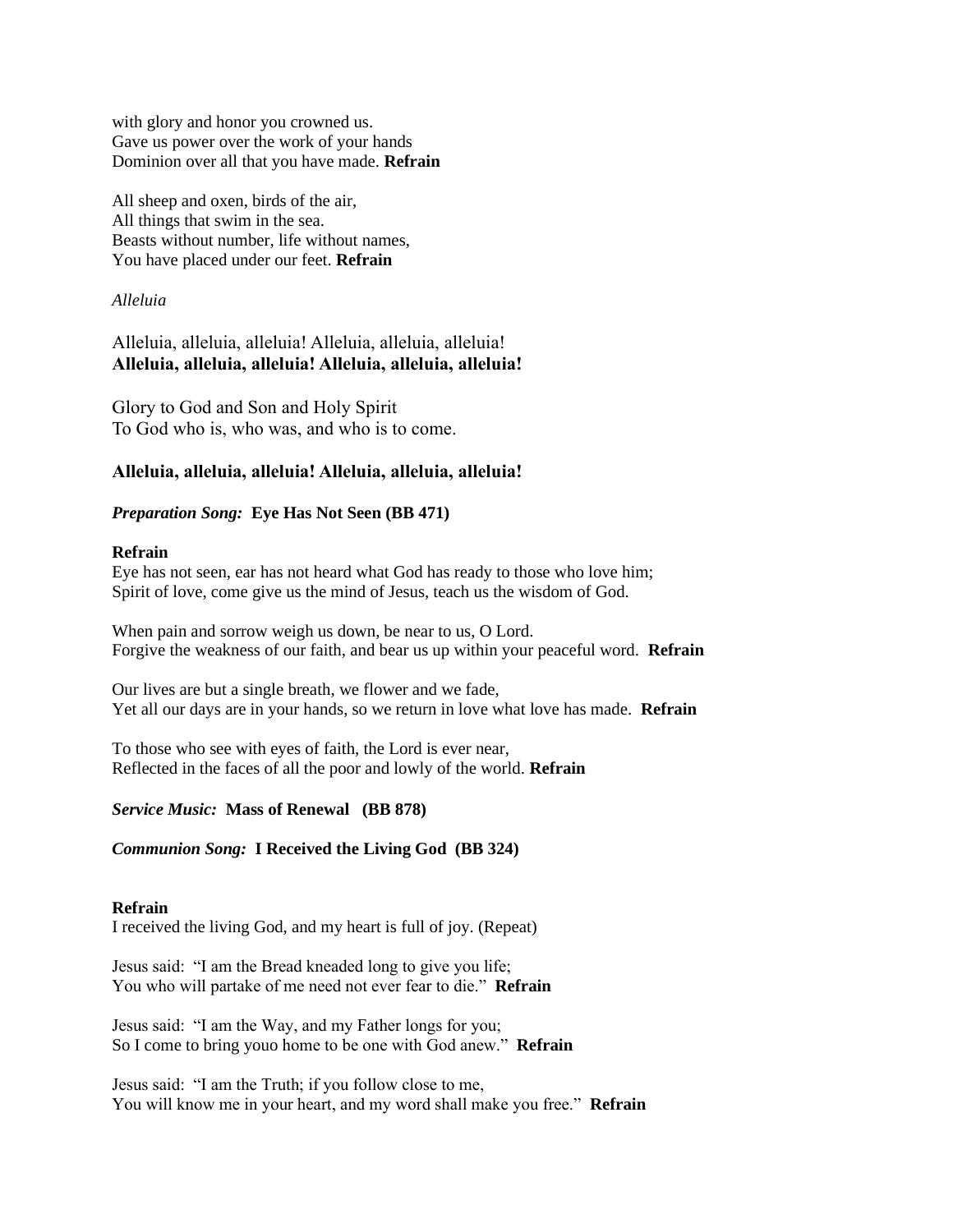with glory and honor you crowned us.
Gave us power over the work of your hands
Dominion over all that you have made. **Refrain**

All sheep and oxen, birds of the air,
All things that swim in the sea.
Beasts without number, life without names,
You have placed under our feet. **Refrain**

*Alleluia*

Alleluia, alleluia, alleluia! Alleluia, alleluia, alleluia!
**Alleluia, alleluia, alleluia! Alleluia, alleluia, alleluia!**

Glory to God and Son and Holy Spirit
To God who is, who was, and who is to come.

**Alleluia, alleluia, alleluia! Alleluia, alleluia, alleluia!**

***Preparation Song:*** **Eye Has Not Seen (BB 471)**

**Refrain**
Eye has not seen, ear has not heard what God has ready to those who love him;
Spirit of love, come give us the mind of Jesus, teach us the wisdom of God.

When pain and sorrow weigh us down, be near to us, O Lord.
Forgive the weakness of our faith, and bear us up within your peaceful word. **Refrain**

Our lives are but a single breath, we flower and we fade,
Yet all our days are in your hands, so we return in love what love has made. **Refrain**

To those who see with eyes of faith, the Lord is ever near,
Reflected in the faces of all the poor and lowly of the world. **Refrain**

***Service Music:*** **Mass of Renewal (BB 878)**

***Communion Song:*** **I Received the Living God (BB 324)**

**Refrain**
I received the living God, and my heart is full of joy. (Repeat)

Jesus said: "I am the Bread kneaded long to give you life;
You who will partake of me need not ever fear to die." **Refrain**

Jesus said: "I am the Way, and my Father longs for you;
So I come to bring youo home to be one with God anew." **Refrain**

Jesus said: "I am the Truth; if you follow close to me,
You will know me in your heart, and my word shall make you free." **Refrain**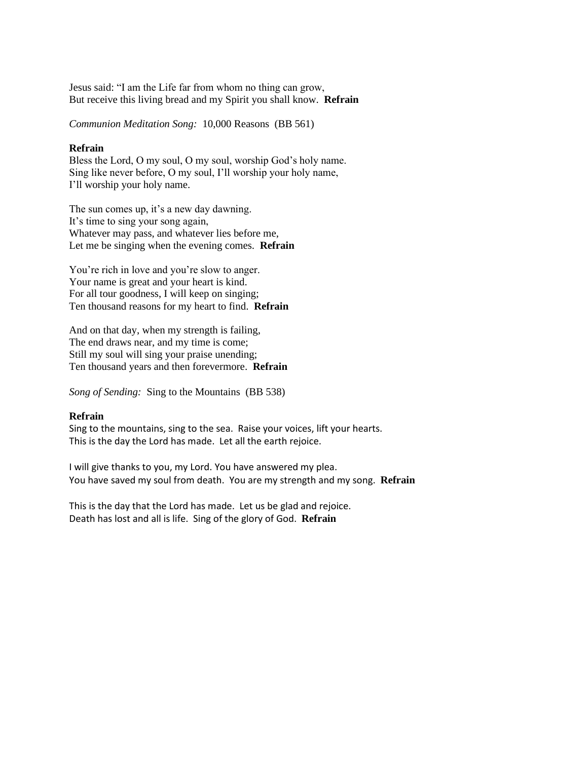Jesus said: "I am the Life far from whom no thing can grow,  
But receive this living bread and my Spirit you shall know. **Refrain**

*Communion Meditation Song:* 10,000 Reasons (BB 561)

**Refrain**  
Bless the Lord, O my soul, O my soul, worship God's holy name.  
Sing like never before, O my soul, I'll worship your holy name,  
I'll worship your holy name.

The sun comes up, it's a new day dawning.  
It's time to sing your song again,  
Whatever may pass, and whatever lies before me,  
Let me be singing when the evening comes. **Refrain**

You're rich in love and you're slow to anger.  
Your name is great and your heart is kind.  
For all tour goodness, I will keep on singing;  
Ten thousand reasons for my heart to find. **Refrain**

And on that day, when my strength is failing,  
The end draws near, and my time is come;  
Still my soul will sing your praise unending;  
Ten thousand years and then forevermore. **Refrain**

*Song of Sending:* Sing to the Mountains (BB 538)

**Refrain**  
Sing to the mountains, sing to the sea. Raise your voices, lift your hearts.  
This is the day the Lord has made. Let all the earth rejoice.

I will give thanks to you, my Lord. You have answered my plea.  
You have saved my soul from death. You are my strength and my song. **Refrain**

This is the day that the Lord has made. Let us be glad and rejoice.  
Death has lost and all is life. Sing of the glory of God. **Refrain**